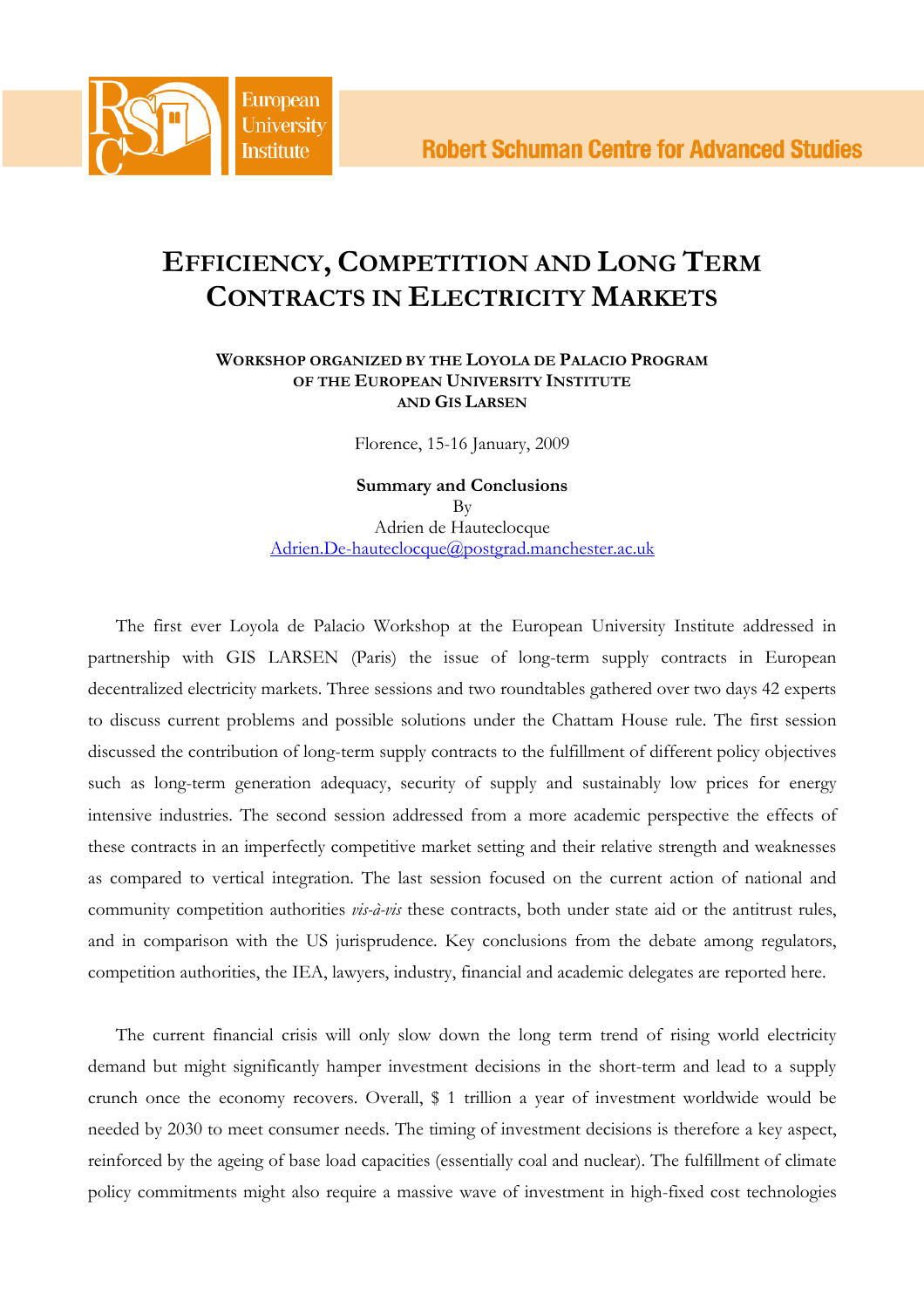# Efficiency, Competition and Long Term Contracts in Electricity Markets

**Workshop organized by the Loyola de Palacio Program of the European University Institute and Gis Larsen**

Florence, 15-16 January, 2009

**Summary and Conclusions**

By

Adrien de Hauteclocque

Adrien.De-hauteclocque@postgrad.manchester.ac.uk

The first ever Loyola de Palacio Workshop at the European University Institute addressed in partnership with GIS LARSEN (Paris) the issue of long-term supply contracts in European decentralized electricity markets. Three sessions and two roundtables gathered over two days 42 experts to discuss current problems and possible solutions under the Chattam House rule. The first session discussed the contribution of long-term supply contracts to the fulfillment of different policy objectives such as long-term generation adequacy, security of supply and sustainably low prices for energy intensive industries. The second session addressed from a more academic perspective the effects of these contracts in an imperfectly competitive market setting and their relative strength and weaknesses as compared to vertical integration. The last session focused on the current action of national and community competition authorities *vis-à-vis* these contracts, both under state aid or the antitrust rules, and in comparison with the US jurisprudence. Key conclusions from the debate among regulators, competition authorities, the IEA, lawyers, industry, financial and academic delegates are reported here.

The current financial crisis will only slow down the long term trend of rising world electricity demand but might significantly hamper investment decisions in the short-term and lead to a supply crunch once the economy recovers. Overall, $ 1 trillion a year of investment worldwide would be needed by 2030 to meet consumer needs. The timing of investment decisions is therefore a key aspect, reinforced by the ageing of base load capacities (essentially coal and nuclear). The fulfillment of climate policy commitments might also require a massive wave of investment in high-fixed cost technologies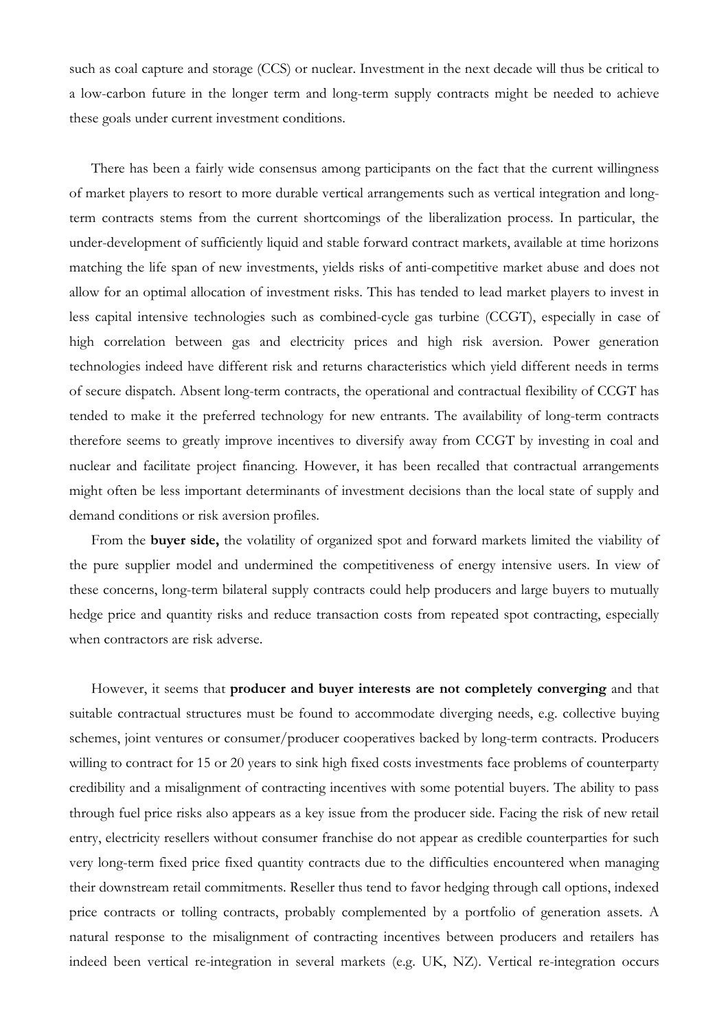such as coal capture and storage (CCS) or nuclear. Investment in the next decade will thus be critical to a low-carbon future in the longer term and long-term supply contracts might be needed to achieve these goals under current investment conditions.

There has been a fairly wide consensus among participants on the fact that the current willingness of market players to resort to more durable vertical arrangements such as vertical integration and long-term contracts stems from the current shortcomings of the liberalization process. In particular, the under-development of sufficiently liquid and stable forward contract markets, available at time horizons matching the life span of new investments, yields risks of anti-competitive market abuse and does not allow for an optimal allocation of investment risks. This has tended to lead market players to invest in less capital intensive technologies such as combined-cycle gas turbine (CCGT), especially in case of high correlation between gas and electricity prices and high risk aversion. Power generation technologies indeed have different risk and returns characteristics which yield different needs in terms of secure dispatch. Absent long-term contracts, the operational and contractual flexibility of CCGT has tended to make it the preferred technology for new entrants. The availability of long-term contracts therefore seems to greatly improve incentives to diversify away from CCGT by investing in coal and nuclear and facilitate project financing. However, it has been recalled that contractual arrangements might often be less important determinants of investment decisions than the local state of supply and demand conditions or risk aversion profiles.

From the **buyer side,** the volatility of organized spot and forward markets limited the viability of the pure supplier model and undermined the competitiveness of energy intensive users. In view of these concerns, long-term bilateral supply contracts could help producers and large buyers to mutually hedge price and quantity risks and reduce transaction costs from repeated spot contracting, especially when contractors are risk adverse.

However, it seems that **producer and buyer interests are not completely converging** and that suitable contractual structures must be found to accommodate diverging needs, e.g. collective buying schemes, joint ventures or consumer/producer cooperatives backed by long-term contracts. Producers willing to contract for 15 or 20 years to sink high fixed costs investments face problems of counterparty credibility and a misalignment of contracting incentives with some potential buyers. The ability to pass through fuel price risks also appears as a key issue from the producer side. Facing the risk of new retail entry, electricity resellers without consumer franchise do not appear as credible counterparties for such very long-term fixed price fixed quantity contracts due to the difficulties encountered when managing their downstream retail commitments. Reseller thus tend to favor hedging through call options, indexed price contracts or tolling contracts, probably complemented by a portfolio of generation assets. A natural response to the misalignment of contracting incentives between producers and retailers has indeed been vertical re-integration in several markets (e.g. UK, NZ). Vertical re-integration occurs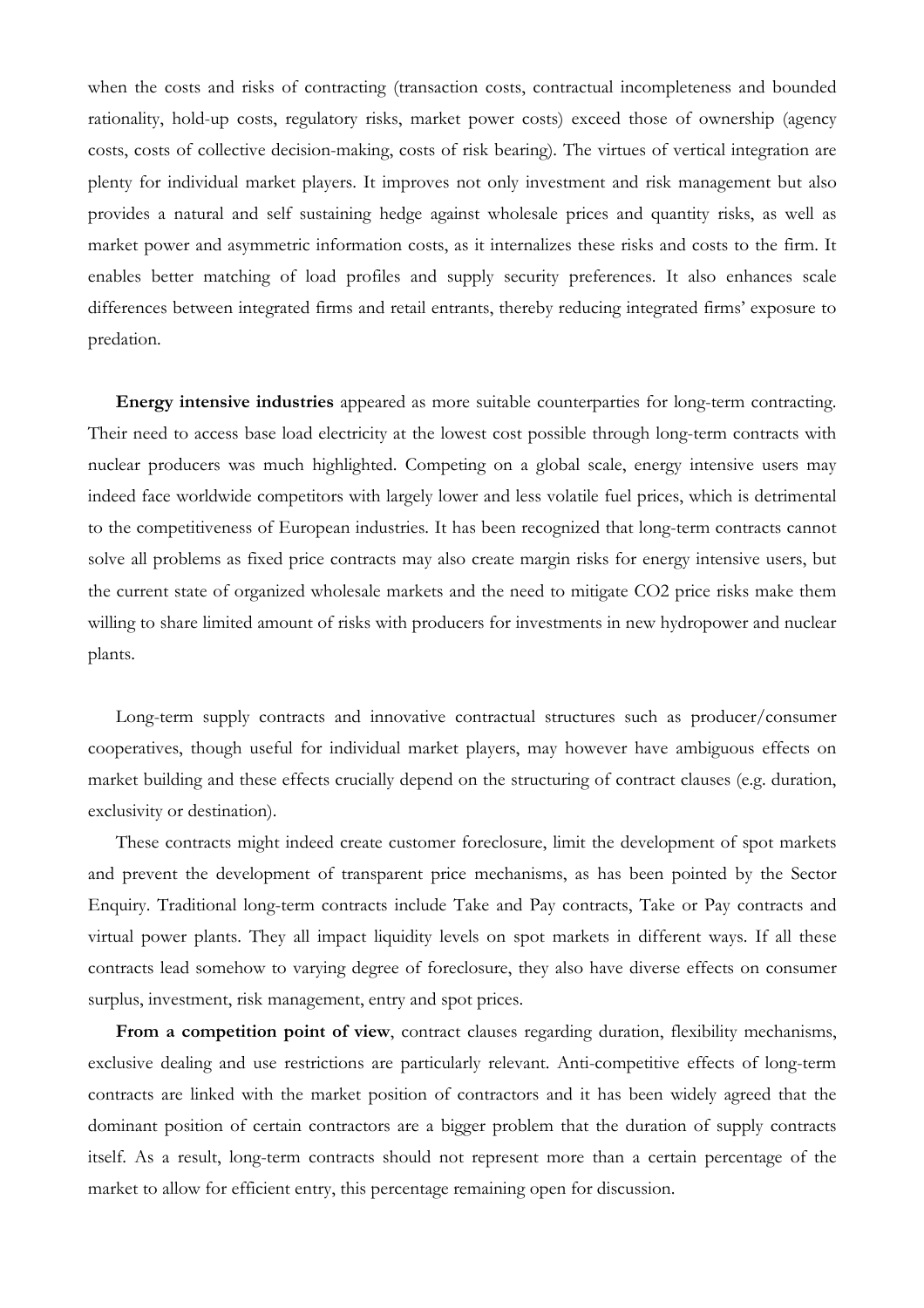when the costs and risks of contracting (transaction costs, contractual incompleteness and bounded rationality, hold-up costs, regulatory risks, market power costs) exceed those of ownership (agency costs, costs of collective decision-making, costs of risk bearing). The virtues of vertical integration are plenty for individual market players. It improves not only investment and risk management but also provides a natural and self sustaining hedge against wholesale prices and quantity risks, as well as market power and asymmetric information costs, as it internalizes these risks and costs to the firm. It enables better matching of load profiles and supply security preferences. It also enhances scale differences between integrated firms and retail entrants, thereby reducing integrated firms' exposure to predation.

**Energy intensive industries** appeared as more suitable counterparties for long-term contracting. Their need to access base load electricity at the lowest cost possible through long-term contracts with nuclear producers was much highlighted. Competing on a global scale, energy intensive users may indeed face worldwide competitors with largely lower and less volatile fuel prices, which is detrimental to the competitiveness of European industries. It has been recognized that long-term contracts cannot solve all problems as fixed price contracts may also create margin risks for energy intensive users, but the current state of organized wholesale markets and the need to mitigate CO2 price risks make them willing to share limited amount of risks with producers for investments in new hydropower and nuclear plants.

Long-term supply contracts and innovative contractual structures such as producer/consumer cooperatives, though useful for individual market players, may however have ambiguous effects on market building and these effects crucially depend on the structuring of contract clauses (e.g. duration, exclusivity or destination).

These contracts might indeed create customer foreclosure, limit the development of spot markets and prevent the development of transparent price mechanisms, as has been pointed by the Sector Enquiry. Traditional long-term contracts include Take and Pay contracts, Take or Pay contracts and virtual power plants. They all impact liquidity levels on spot markets in different ways. If all these contracts lead somehow to varying degree of foreclosure, they also have diverse effects on consumer surplus, investment, risk management, entry and spot prices.

**From a competition point of view**, contract clauses regarding duration, flexibility mechanisms, exclusive dealing and use restrictions are particularly relevant. Anti-competitive effects of long-term contracts are linked with the market position of contractors and it has been widely agreed that the dominant position of certain contractors are a bigger problem that the duration of supply contracts itself. As a result, long-term contracts should not represent more than a certain percentage of the market to allow for efficient entry, this percentage remaining open for discussion.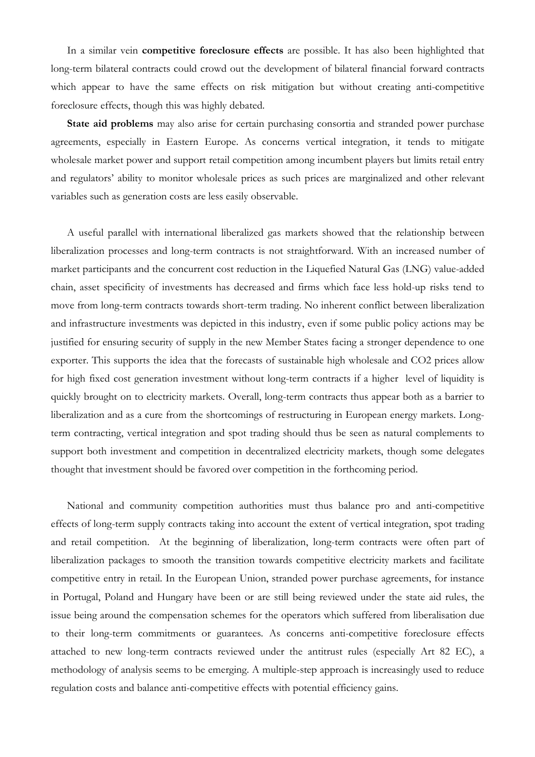In a similar vein **competitive foreclosure effects** are possible. It has also been highlighted that long-term bilateral contracts could crowd out the development of bilateral financial forward contracts which appear to have the same effects on risk mitigation but without creating anti-competitive foreclosure effects, though this was highly debated.

**State aid problems** may also arise for certain purchasing consortia and stranded power purchase agreements, especially in Eastern Europe. As concerns vertical integration, it tends to mitigate wholesale market power and support retail competition among incumbent players but limits retail entry and regulators' ability to monitor wholesale prices as such prices are marginalized and other relevant variables such as generation costs are less easily observable.

A useful parallel with international liberalized gas markets showed that the relationship between liberalization processes and long-term contracts is not straightforward. With an increased number of market participants and the concurrent cost reduction in the Liquefied Natural Gas (LNG) value-added chain, asset specificity of investments has decreased and firms which face less hold-up risks tend to move from long-term contracts towards short-term trading. No inherent conflict between liberalization and infrastructure investments was depicted in this industry, even if some public policy actions may be justified for ensuring security of supply in the new Member States facing a stronger dependence to one exporter. This supports the idea that the forecasts of sustainable high wholesale and $CO_2$ prices allow for high fixed cost generation investment without long-term contracts if a higher level of liquidity is quickly brought on to electricity markets. Overall, long-term contracts thus appear both as a barrier to liberalization and as a cure from the shortcomings of restructuring in European energy markets. Long-term contracting, vertical integration and spot trading should thus be seen as natural complements to support both investment and competition in decentralized electricity markets, though some delegates thought that investment should be favored over competition in the forthcoming period.

National and community competition authorities must thus balance pro and anti-competitive effects of long-term supply contracts taking into account the extent of vertical integration, spot trading and retail competition. At the beginning of liberalization, long-term contracts were often part of liberalization packages to smooth the transition towards competitive electricity markets and facilitate competitive entry in retail. In the European Union, stranded power purchase agreements, for instance in Portugal, Poland and Hungary have been or are still being reviewed under the state aid rules, the issue being around the compensation schemes for the operators which suffered from liberalisation due to their long-term commitments or guarantees. As concerns anti-competitive foreclosure effects attached to new long-term contracts reviewed under the antitrust rules (especially Art 82 EC), a methodology of analysis seems to be emerging. A multiple-step approach is increasingly used to reduce regulation costs and balance anti-competitive effects with potential efficiency gains.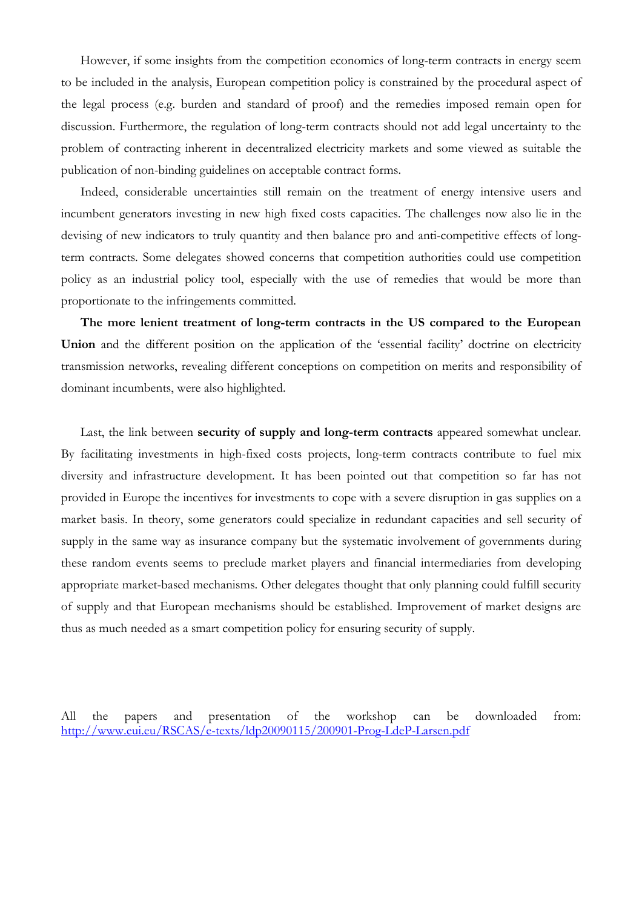However, if some insights from the competition economics of long-term contracts in energy seem to be included in the analysis, European competition policy is constrained by the procedural aspect of the legal process (e.g. burden and standard of proof) and the remedies imposed remain open for discussion. Furthermore, the regulation of long-term contracts should not add legal uncertainty to the problem of contracting inherent in decentralized electricity markets and some viewed as suitable the publication of non-binding guidelines on acceptable contract forms.

Indeed, considerable uncertainties still remain on the treatment of energy intensive users and incumbent generators investing in new high fixed costs capacities. The challenges now also lie in the devising of new indicators to truly quantity and then balance pro and anti-competitive effects of long-term contracts. Some delegates showed concerns that competition authorities could use competition policy as an industrial policy tool, especially with the use of remedies that would be more than proportionate to the infringements committed.

**The more lenient treatment of long-term contracts in the US compared to the European Union** and the different position on the application of the 'essential facility' doctrine on electricity transmission networks, revealing different conceptions on competition on merits and responsibility of dominant incumbents, were also highlighted.

Last, the link between **security of supply and long-term contracts** appeared somewhat unclear. By facilitating investments in high-fixed costs projects, long-term contracts contribute to fuel mix diversity and infrastructure development. It has been pointed out that competition so far has not provided in Europe the incentives for investments to cope with a severe disruption in gas supplies on a market basis. In theory, some generators could specialize in redundant capacities and sell security of supply in the same way as insurance company but the systematic involvement of governments during these random events seems to preclude market players and financial intermediaries from developing appropriate market-based mechanisms. Other delegates thought that only planning could fulfill security of supply and that European mechanisms should be established. Improvement of market designs are thus as much needed as a smart competition policy for ensuring security of supply.

All the papers and presentation of the workshop can be downloaded from: http://www.eui.eu/RSCAS/e-texts/ldp20090115/200901-Prog-LdeP-Larsen.pdf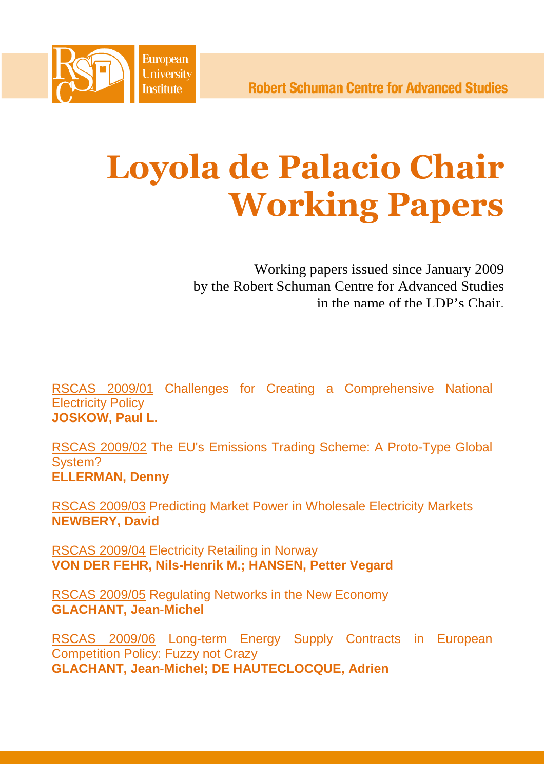European University Institute

Robert Schuman Centre for Advanced Studies

# Loyola de Palacio Chair Working Papers

Working papers issued since January 2009
by the Robert Schuman Centre for Advanced Studies
in the name of the LDP's Chair.

RSCAS 2009/01 Challenges for Creating a Comprehensive National Electricity Policy
**JOSKOW, Paul L.**

RSCAS 2009/02 The EU's Emissions Trading Scheme: A Proto-Type Global System?
**ELLERMAN, Denny**

RSCAS 2009/03 Predicting Market Power in Wholesale Electricity Markets
**NEWBERY, David**

RSCAS 2009/04 Electricity Retailing in Norway
**VON DER FEHR, Nils-Henrik M.; HANSEN, Petter Vegard**

RSCAS 2009/05 Regulating Networks in the New Economy
**GLACHANT, Jean-Michel**

RSCAS 2009/06 Long-term Energy Supply Contracts in European Competition Policy: Fuzzy not Crazy
**GLACHANT, Jean-Michel; DE HAUTECLOCQUE, Adrien**